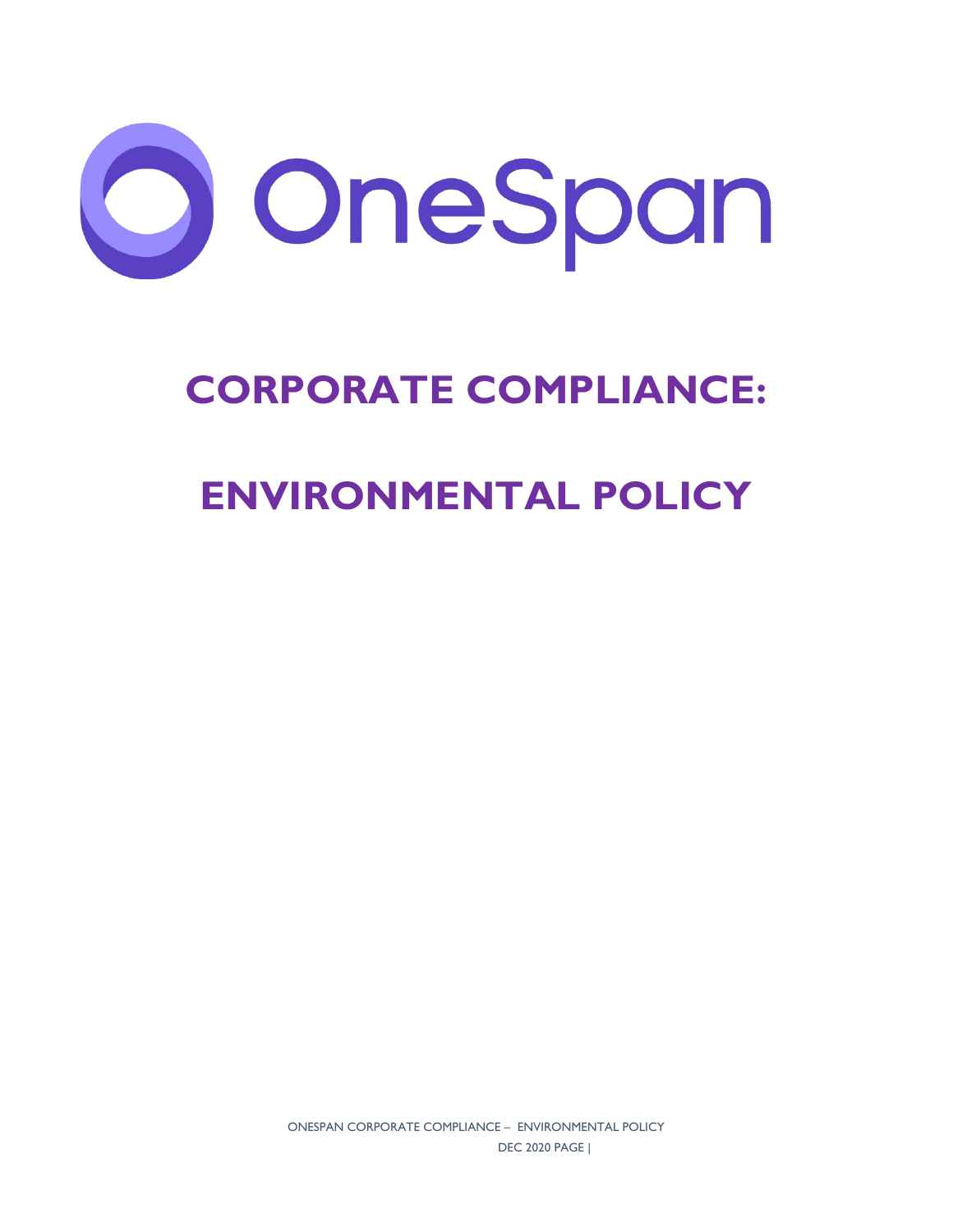OneSpan

# CORPORATE COMPLIANCE:

# ENVIRONMENTAL POLICY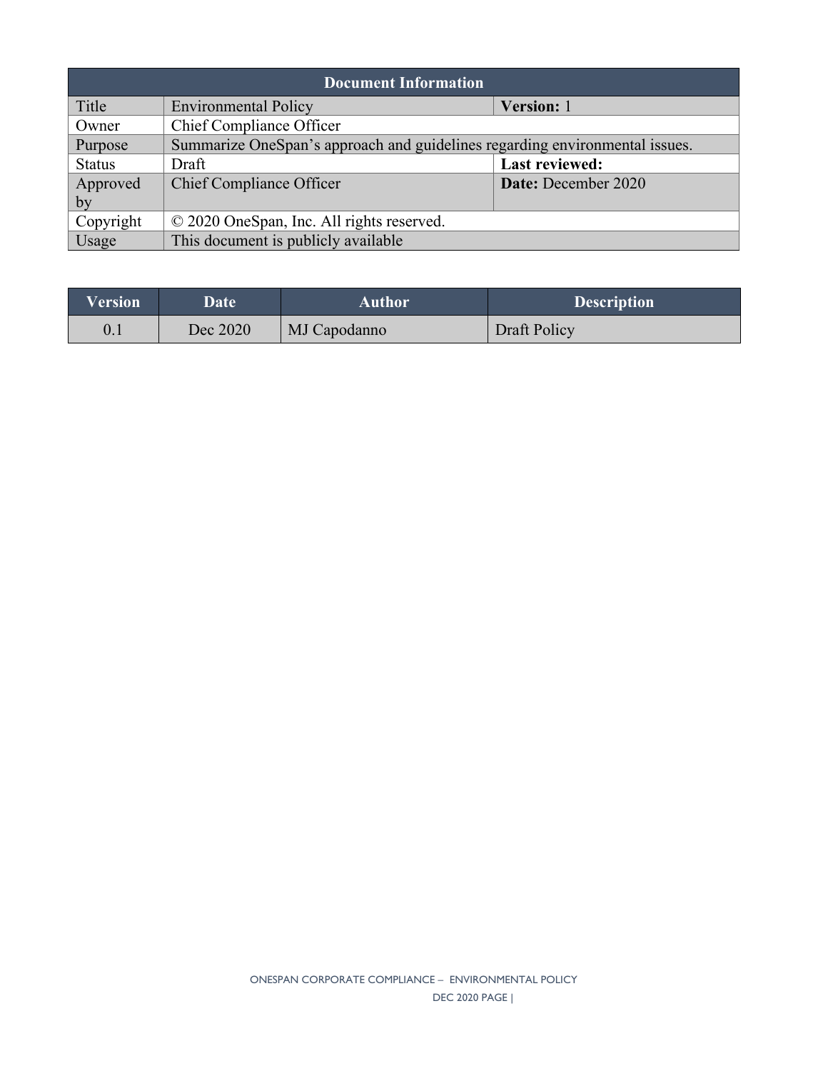| Document Information | | |
|---|---|---|
| Title | Environmental Policy | **Version:** 1 |
| Owner | Chief Compliance Officer | |
| Purpose | Summarize OneSpan's approach and guidelines regarding environmental issues. | |
| Status | Draft | **Last reviewed:** |
| Approved by | Chief Compliance Officer | **Date:** December 2020 |
| Copyright | © 2020 OneSpan, Inc. All rights reserved. | |
| Usage | This document is publicly available | |

| Version | Date | Author | Description |
|---|---|---|---|
| 0.1 | Dec 2020 | MJ Capodanno | Draft Policy |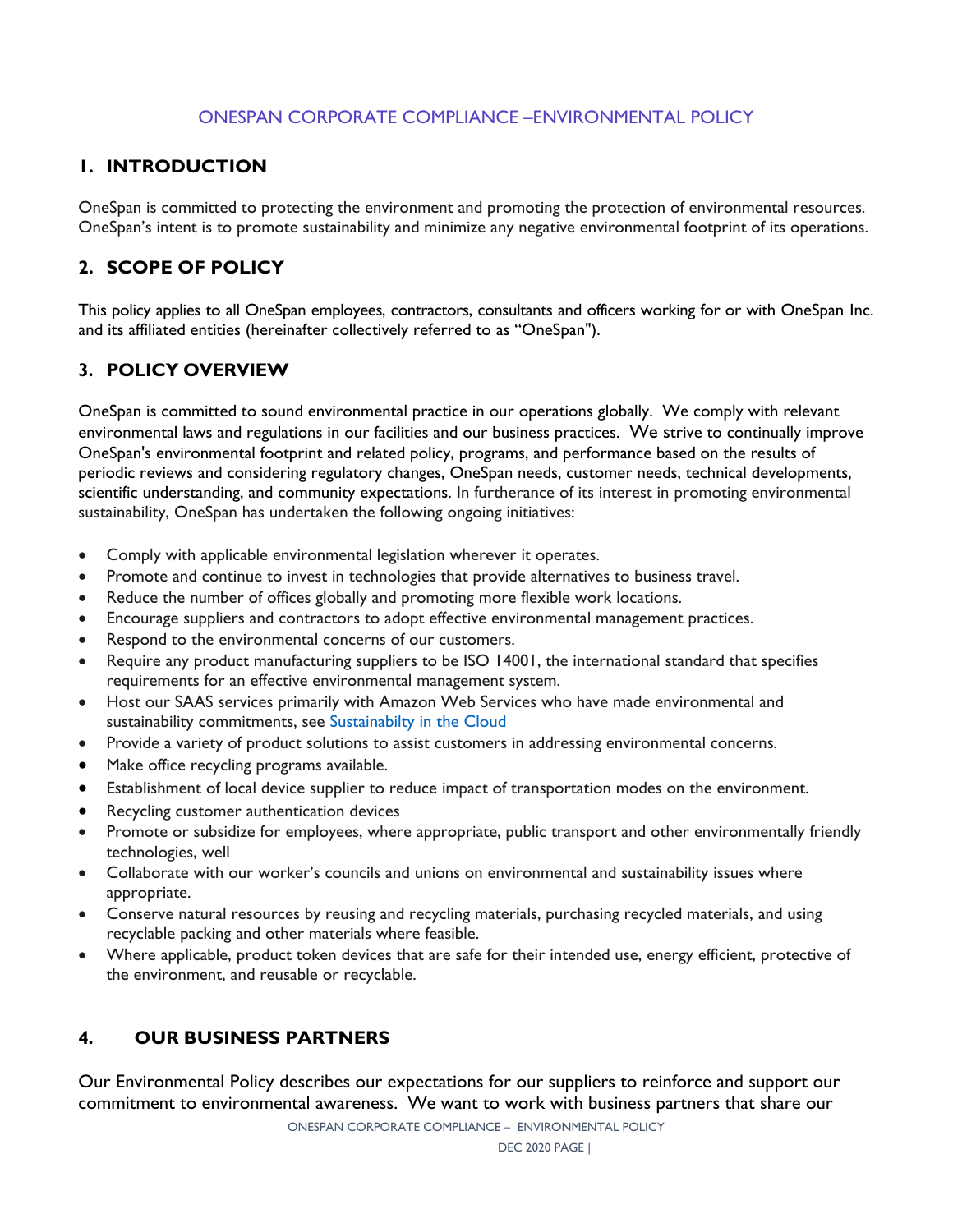ONESPAN CORPORATE COMPLIANCE –ENVIRONMENTAL POLICY

## 1. INTRODUCTION

OneSpan is committed to protecting the environment and promoting the protection of environmental resources. OneSpan's intent is to promote sustainability and minimize any negative environmental footprint of its operations.

## 2. SCOPE OF POLICY

This policy applies to all OneSpan employees, contractors, consultants and officers working for or with OneSpan Inc. and its affiliated entities (hereinafter collectively referred to as "OneSpan").

## 3. POLICY OVERVIEW

OneSpan is committed to sound environmental practice in our operations globally. We comply with relevant environmental laws and regulations in our facilities and our business practices. We strive to continually improve OneSpan's environmental footprint and related policy, programs, and performance based on the results of periodic reviews and considering regulatory changes, OneSpan needs, customer needs, technical developments, scientific understanding, and community expectations. In furtherance of its interest in promoting environmental sustainability, OneSpan has undertaken the following ongoing initiatives:

- Comply with applicable environmental legislation wherever it operates.
- Promote and continue to invest in technologies that provide alternatives to business travel.
- Reduce the number of offices globally and promoting more flexible work locations.
- Encourage suppliers and contractors to adopt effective environmental management practices.
- Respond to the environmental concerns of our customers.
- Require any product manufacturing suppliers to be ISO 14001, the international standard that specifies requirements for an effective environmental management system.
- Host our SAAS services primarily with Amazon Web Services who have made environmental and sustainability commitments, see Sustainabilty in the Cloud
- Provide a variety of product solutions to assist customers in addressing environmental concerns.
- Make office recycling programs available.
- Establishment of local device supplier to reduce impact of transportation modes on the environment.
- Recycling customer authentication devices
- Promote or subsidize for employees, where appropriate, public transport and other environmentally friendly technologies, well
- Collaborate with our worker's councils and unions on environmental and sustainability issues where appropriate.
- Conserve natural resources by reusing and recycling materials, purchasing recycled materials, and using recyclable packing and other materials where feasible.
- Where applicable, product token devices that are safe for their intended use, energy efficient, protective of the environment, and reusable or recyclable.

## 4. OUR BUSINESS PARTNERS

Our Environmental Policy describes our expectations for our suppliers to reinforce and support our commitment to environmental awareness. We want to work with business partners that share our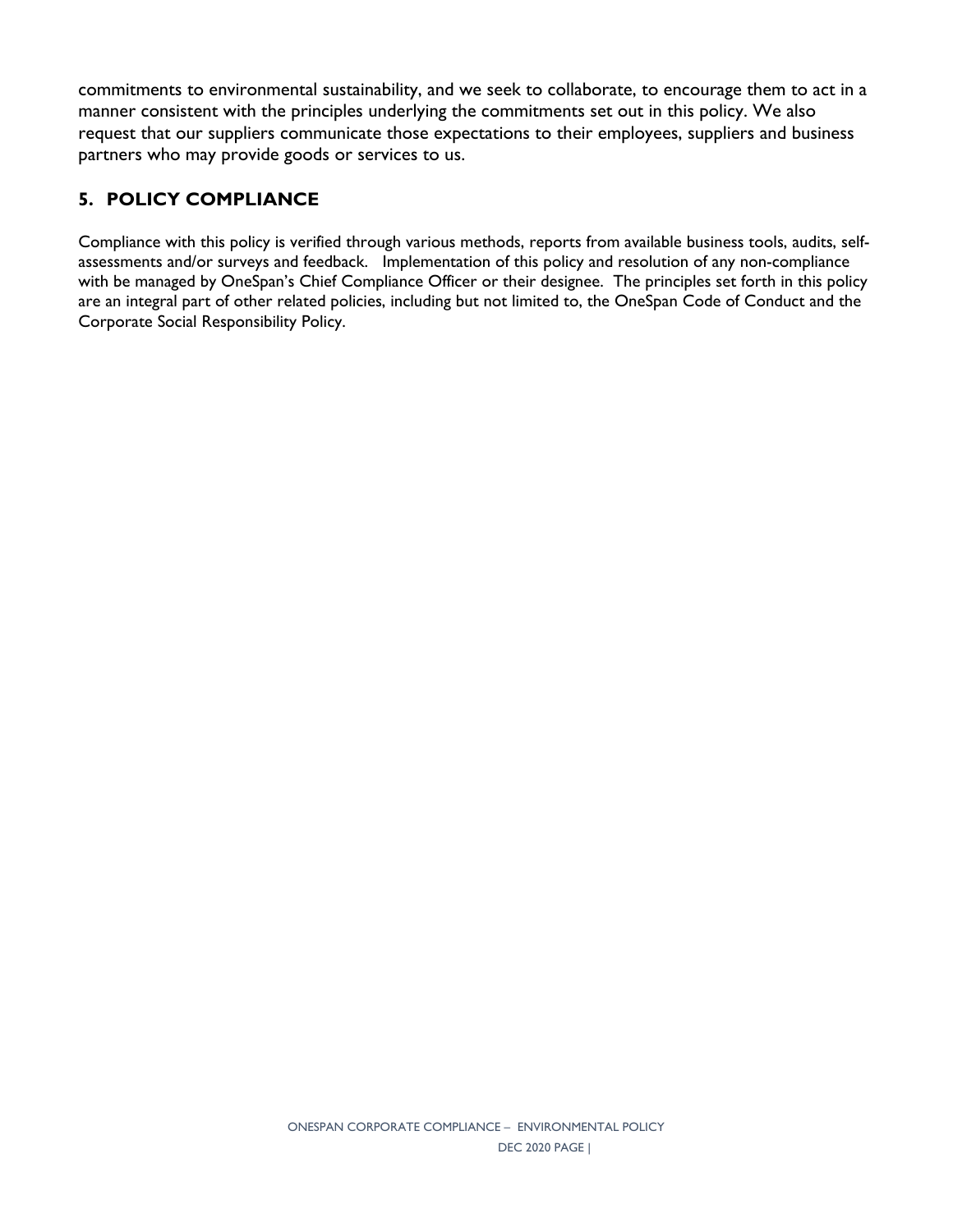commitments to environmental sustainability, and we seek to collaborate, to encourage them to act in a manner consistent with the principles underlying the commitments set out in this policy. We also request that our suppliers communicate those expectations to their employees, suppliers and business partners who may provide goods or services to us.

## 5. POLICY COMPLIANCE

Compliance with this policy is verified through various methods, reports from available business tools, audits, self-assessments and/or surveys and feedback. Implementation of this policy and resolution of any non-compliance with be managed by OneSpan's Chief Compliance Officer or their designee. The principles set forth in this policy are an integral part of other related policies, including but not limited to, the OneSpan Code of Conduct and the Corporate Social Responsibility Policy.